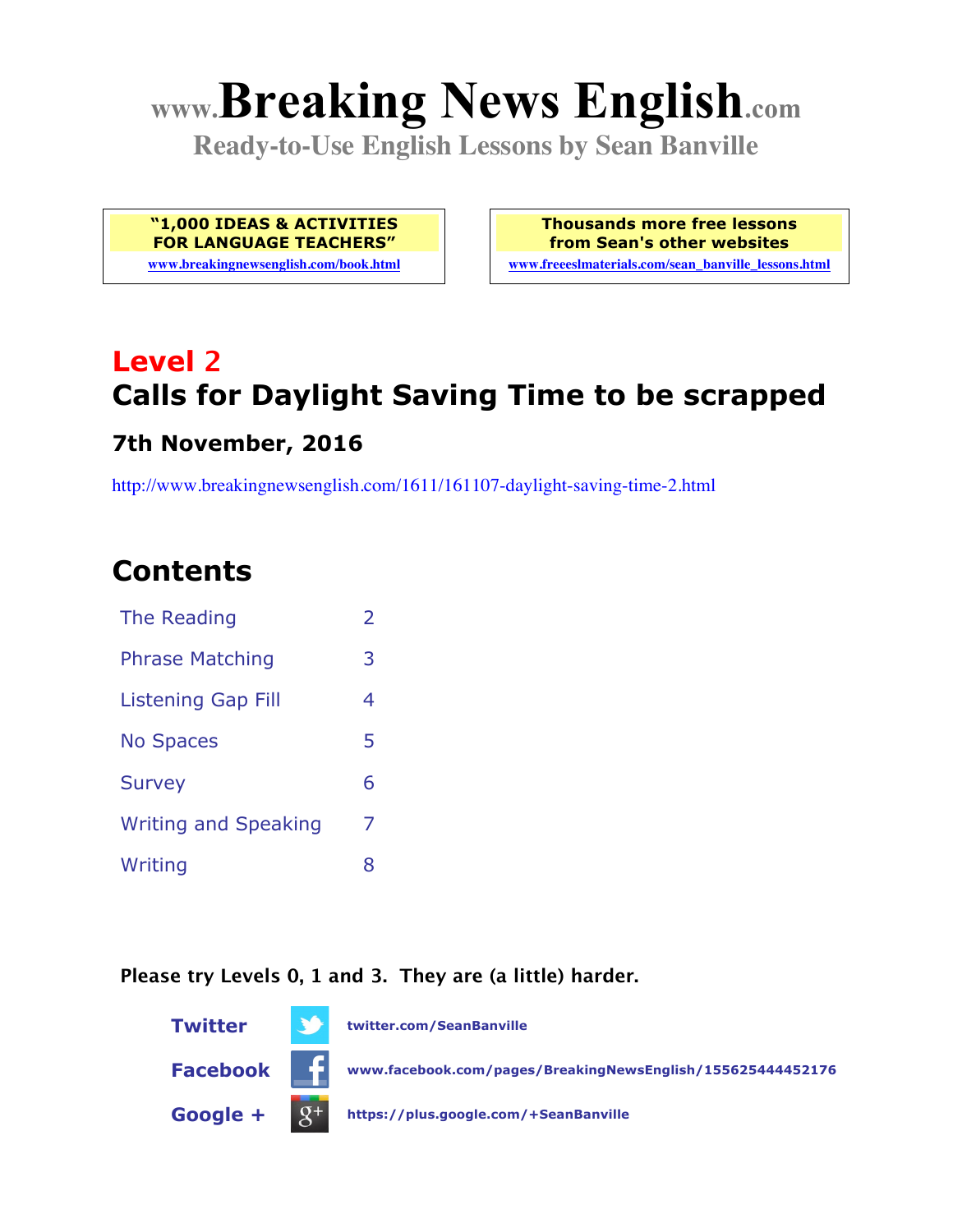# www.Breaking News English.com

**Ready-to-Use English Lessons by Sean Banville**

**"1,000 IDEAS & ACTIVITIES FOR LANGUAGE TEACHERS"**
www.breakingnewsenglish.com/book.html

**Thousands more free lessons from Sean's other websites**
www.freeeslmaterials.com/sean_banville_lessons.html

## Level 2
## Calls for Daylight Saving Time to be scrapped

### 7th November, 2016

http://www.breakingnewsenglish.com/1611/161107-daylight-saving-time-2.html

## Contents

| | |
|---|---|
| The Reading | 2 |
| Phrase Matching | 3 |
| Listening Gap Fill | 4 |
| No Spaces | 5 |
| Survey | 6 |
| Writing and Speaking | 7 |
| Writing | 8 |

**Please try Levels 0, 1 and 3. They are (a little) harder.**

**Twitter** twitter.com/SeanBanville

**Facebook** www.facebook.com/pages/BreakingNewsEnglish/155625444452176

**Google +** https://plus.google.com/+SeanBanville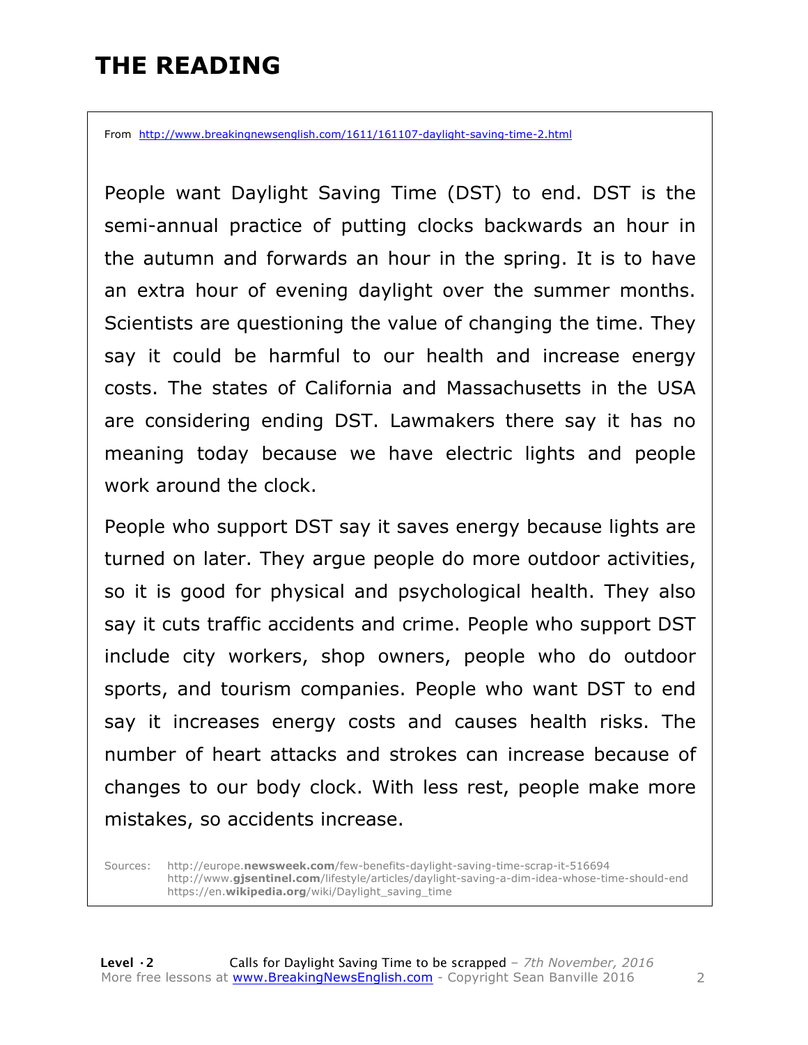# THE READING

From http://www.breakingnewsenglish.com/1611/161107-daylight-saving-time-2.html

People want Daylight Saving Time (DST) to end. DST is the semi-annual practice of putting clocks backwards an hour in the autumn and forwards an hour in the spring. It is to have an extra hour of evening daylight over the summer months. Scientists are questioning the value of changing the time. They say it could be harmful to our health and increase energy costs. The states of California and Massachusetts in the USA are considering ending DST. Lawmakers there say it has no meaning today because we have electric lights and people work around the clock.

People who support DST say it saves energy because lights are turned on later. They argue people do more outdoor activities, so it is good for physical and psychological health. They also say it cuts traffic accidents and crime. People who support DST include city workers, shop owners, people who do outdoor sports, and tourism companies. People who want DST to end say it increases energy costs and causes health risks. The number of heart attacks and strokes can increase because of changes to our body clock. With less rest, people make more mistakes, so accidents increase.

Sources: http://europe.**newsweek.com**/few-benefits-daylight-saving-time-scrap-it-516694
http://www.**gjsentinel.com**/lifestyle/articles/daylight-saving-a-dim-idea-whose-time-should-end
https://en.**wikipedia.org**/wiki/Daylight_saving_time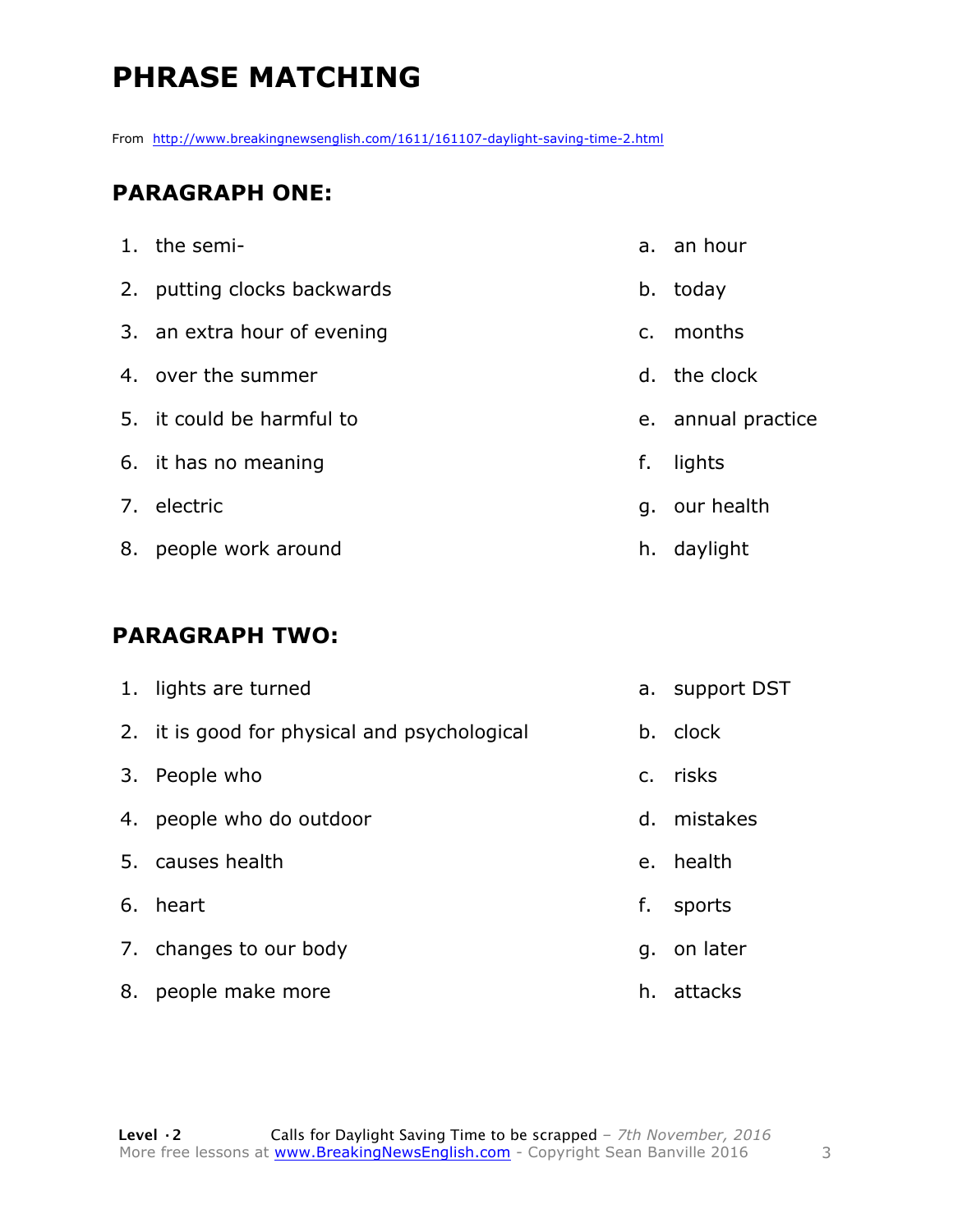# PHRASE MATCHING

From http://www.breakingnewsenglish.com/1611/161107-daylight-saving-time-2.html

## PARAGRAPH ONE:

| | |
|---|---|
| 1. the semi- | a. an hour |
| 2. putting clocks backwards | b. today |
| 3. an extra hour of evening | c. months |
| 4. over the summer | d. the clock |
| 5. it could be harmful to | e. annual practice |
| 6. it has no meaning | f. lights |
| 7. electric | g. our health |
| 8. people work around | h. daylight |

## PARAGRAPH TWO:

| | |
|---|---|
| 1. lights are turned | a. support DST |
| 2. it is good for physical and psychological | b. clock |
| 3. People who | c. risks |
| 4. people who do outdoor | d. mistakes |
| 5. causes health | e. health |
| 6. heart | f. sports |
| 7. changes to our body | g. on later |
| 8. people make more | h. attacks |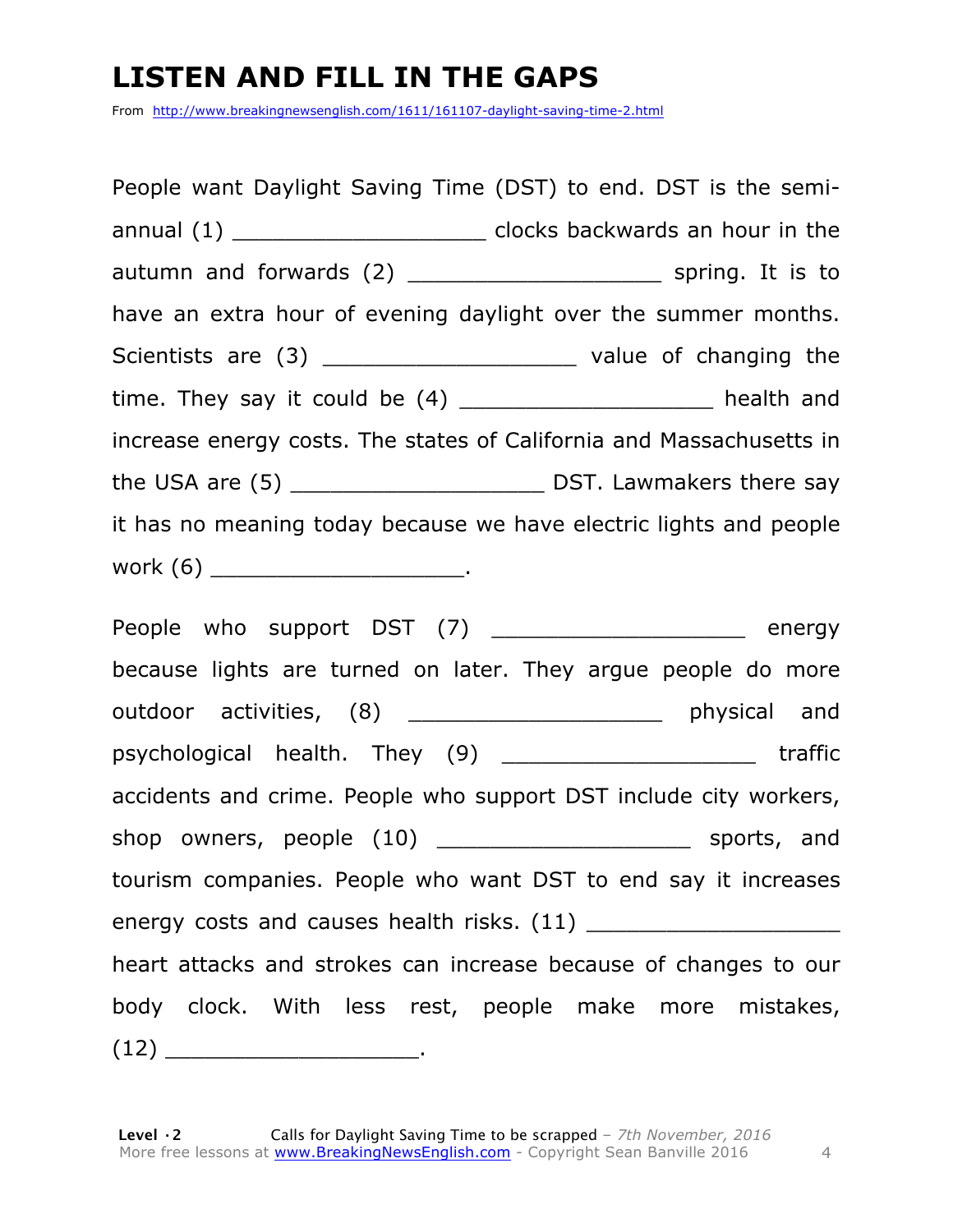# LISTEN AND FILL IN THE GAPS

From http://www.breakingnewsenglish.com/1611/161107-daylight-saving-time-2.html

People want Daylight Saving Time (DST) to end. DST is the semi-annual (1) ___________________ clocks backwards an hour in the autumn and forwards (2) ___________________ spring. It is to have an extra hour of evening daylight over the summer months. Scientists are (3) ___________________ value of changing the time. They say it could be (4) ___________________ health and increase energy costs. The states of California and Massachusetts in the USA are (5) ___________________ DST. Lawmakers there say it has no meaning today because we have electric lights and people work (6) ___________________.

People who support DST (7) ___________________ energy because lights are turned on later. They argue people do more outdoor activities, (8) ___________________ physical and psychological health. They (9) ___________________ traffic accidents and crime. People who support DST include city workers, shop owners, people (10) ___________________ sports, and tourism companies. People who want DST to end say it increases energy costs and causes health risks. (11) ___________________ heart attacks and strokes can increase because of changes to our body clock. With less rest, people make more mistakes, (12) ___________________.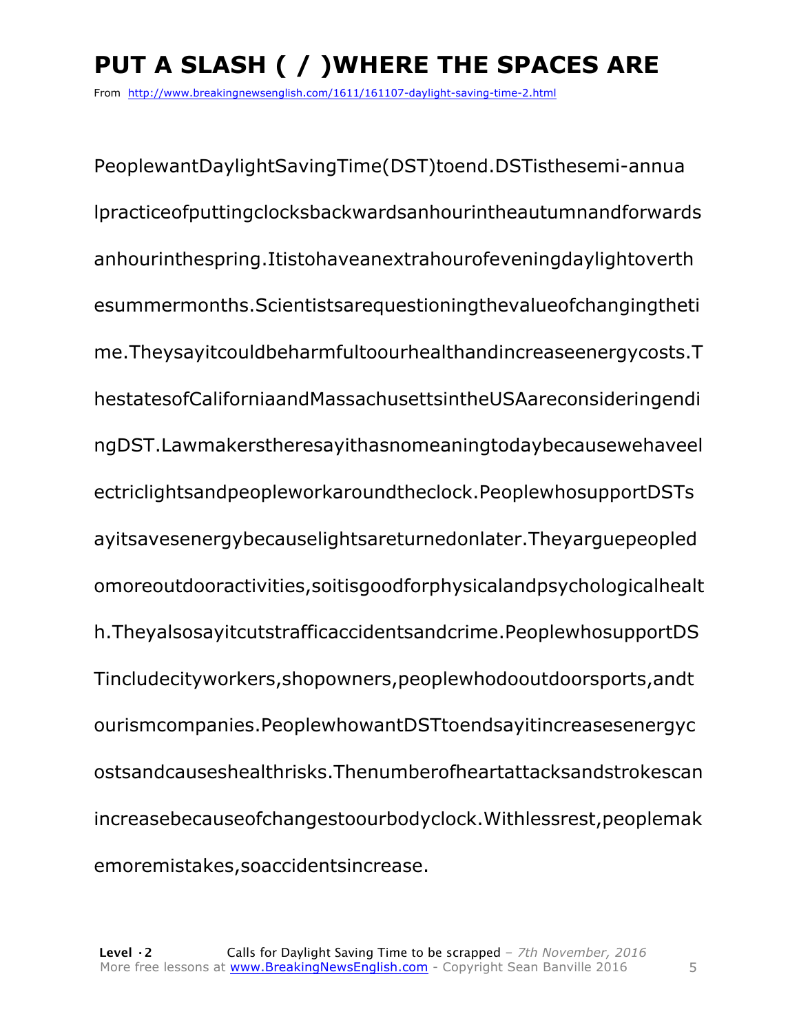# PUT A SLASH ( / )WHERE THE SPACES ARE

From http://www.breakingnewsenglish.com/1611/161107-daylight-saving-time-2.html

PeoplewantDaylightSavingTime(DST)toend.DSTisthesemi-annua lpracticeofputtingclocksbackwardsanhourintheautumnandforwards anhourinthespring.Itistohaveanextrahourofeveningdaylightoverth esummermonths.Scientistsarequestioningthevalueofchangingtheti me.Theysayitcouldbeharmfultoourhealthandincreaseenergycosts.T hestatesofCaliforniaandMassachusettsintheUSAareconsideringendi ngDST.Lawmakerstheresayithasnomeaningtodaybecausewehaveel ectriclightsandpeopleworkaroundtheclock.PeoplewhosupportDSTs ayitsavesenergybecauselightsareturnedonlater.Theyarguepeopled omoreoutdooractivities,soitisgoodforphysicalandpsychologicalhealt h.Theyalsosayitcutstrafficaccidentsandcrime.PeoplewhosupportDS Tincludecityworkers,shopowners,peoplewhodooutdoorsports,andt ourismcompanies.PeoplewhowantDSTtoendsayitincreasesenergyc ostsandcauseshealthrisks.Thenumberofheartattacksandstrokescan increasebecauseofchangestoourbodyclock.Withlessrest,peoplemak emoremistakes,soaccidentsincrease.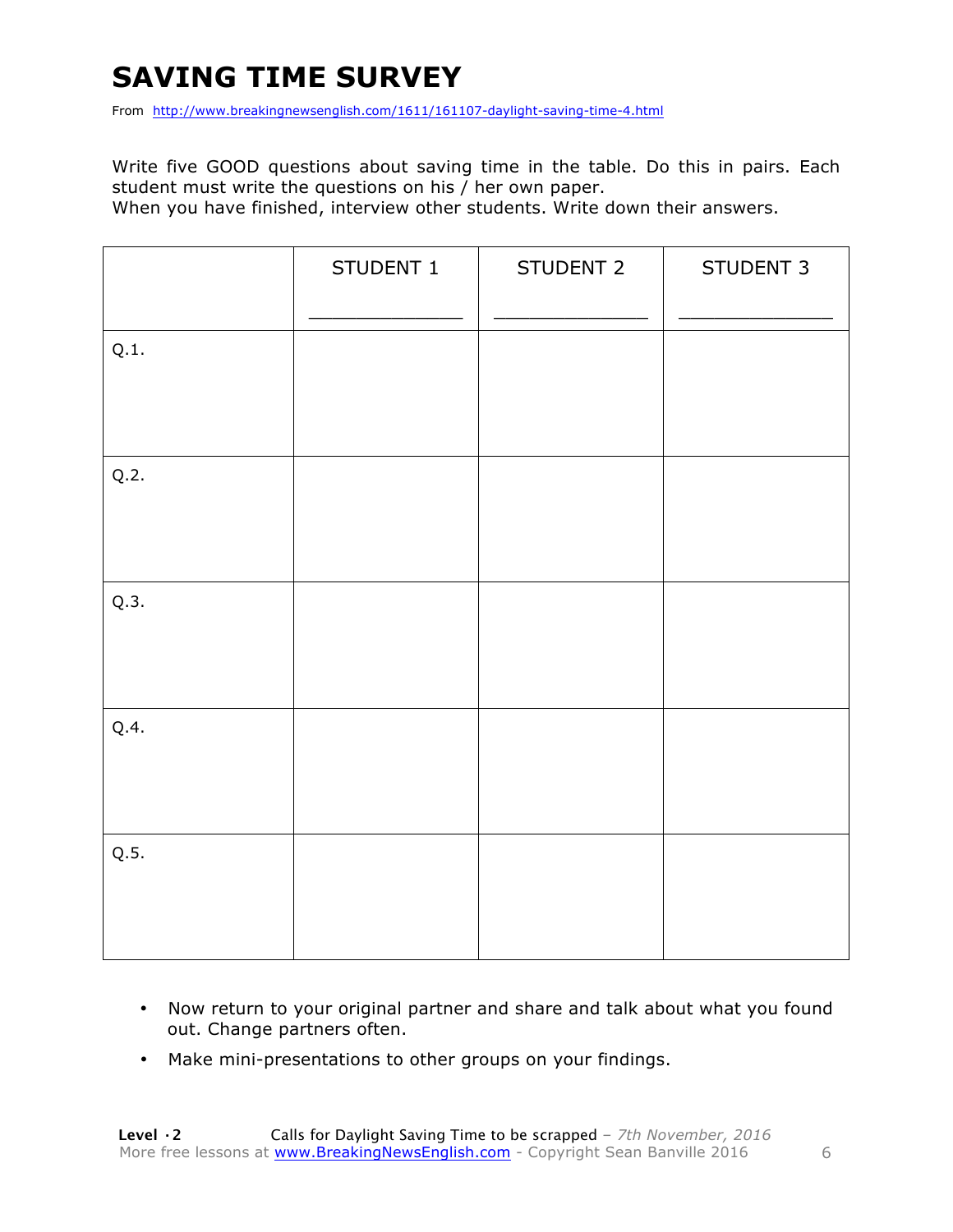# SAVING TIME SURVEY

From http://www.breakingnewsenglish.com/1611/161107-daylight-saving-time-4.html

Write five GOOD questions about saving time in the table. Do this in pairs. Each student must write the questions on his / her own paper.
When you have finished, interview other students. Write down their answers.

| | STUDENT 1<br>_____________ | STUDENT 2<br>_____________ | STUDENT 3<br>_____________ |
|---|---|---|---|
| Q.1. | | | |
| Q.2. | | | |
| Q.3. | | | |
| Q.4. | | | |
| Q.5. | | | |

- Now return to your original partner and share and talk about what you found out. Change partners often.
- Make mini-presentations to other groups on your findings.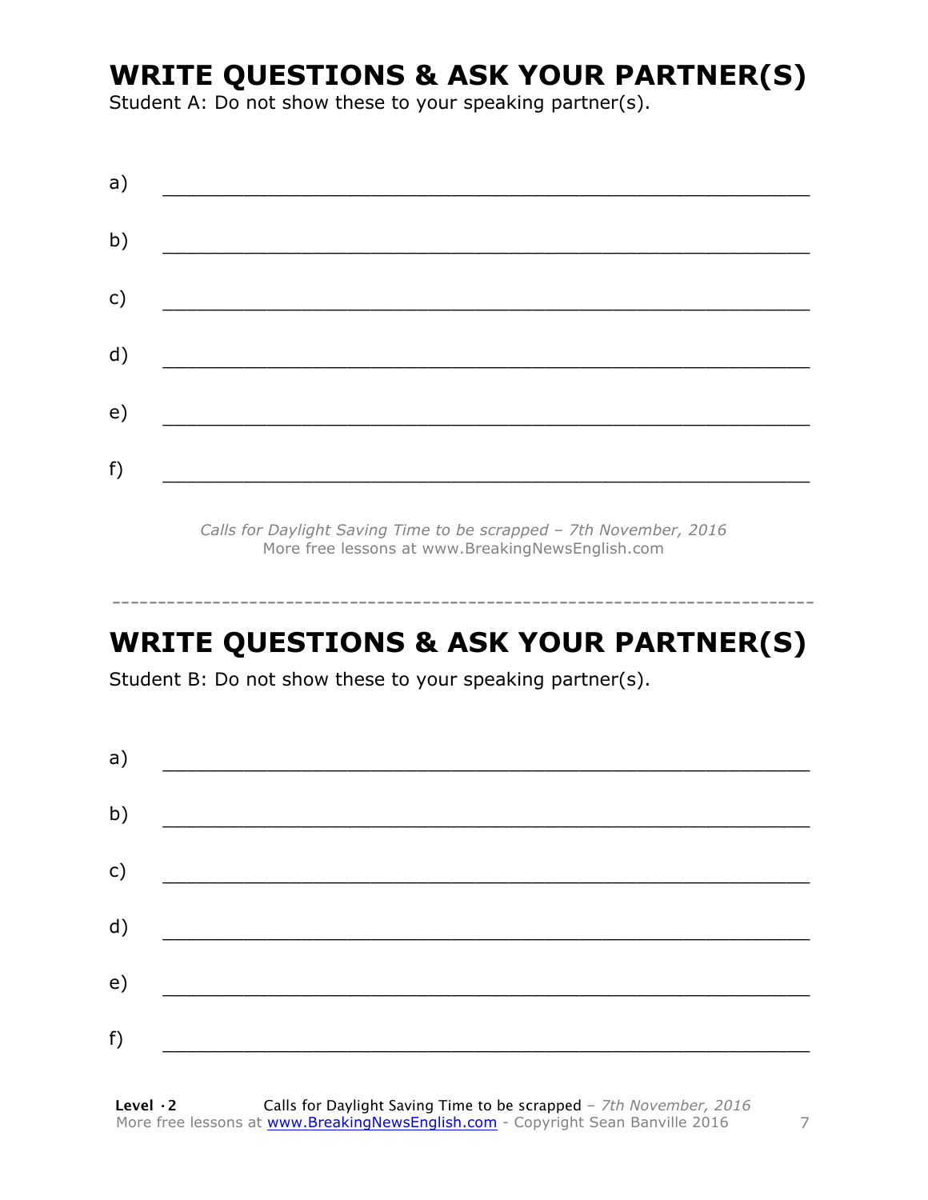## WRITE QUESTIONS & ASK YOUR PARTNER(S)

Student A: Do not show these to your speaking partner(s).

a) ___________________________________________________________

b) ___________________________________________________________

c) ___________________________________________________________

d) ___________________________________________________________

e) ___________________________________________________________

f) ___________________________________________________________

*Calls for Daylight Saving Time to be scrapped – 7th November, 2016*
More free lessons at www.BreakingNewsEnglish.com

---

## WRITE QUESTIONS & ASK YOUR PARTNER(S)

Student B: Do not show these to your speaking partner(s).

a) ___________________________________________________________

b) ___________________________________________________________

c) ___________________________________________________________

d) ___________________________________________________________

e) ___________________________________________________________

f) ___________________________________________________________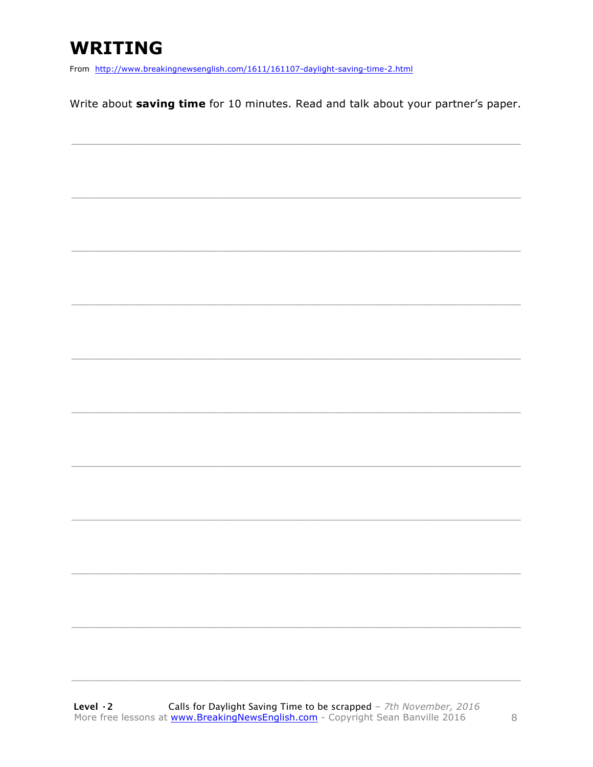# WRITING

From http://www.breakingnewsenglish.com/1611/161107-daylight-saving-time-2.html

Write about **saving time** for 10 minutes. Read and talk about your partner's paper.

___________________________________________________________________________

___________________________________________________________________________

___________________________________________________________________________

___________________________________________________________________________

___________________________________________________________________________

___________________________________________________________________________

___________________________________________________________________________

___________________________________________________________________________

___________________________________________________________________________

___________________________________________________________________________

___________________________________________________________________________